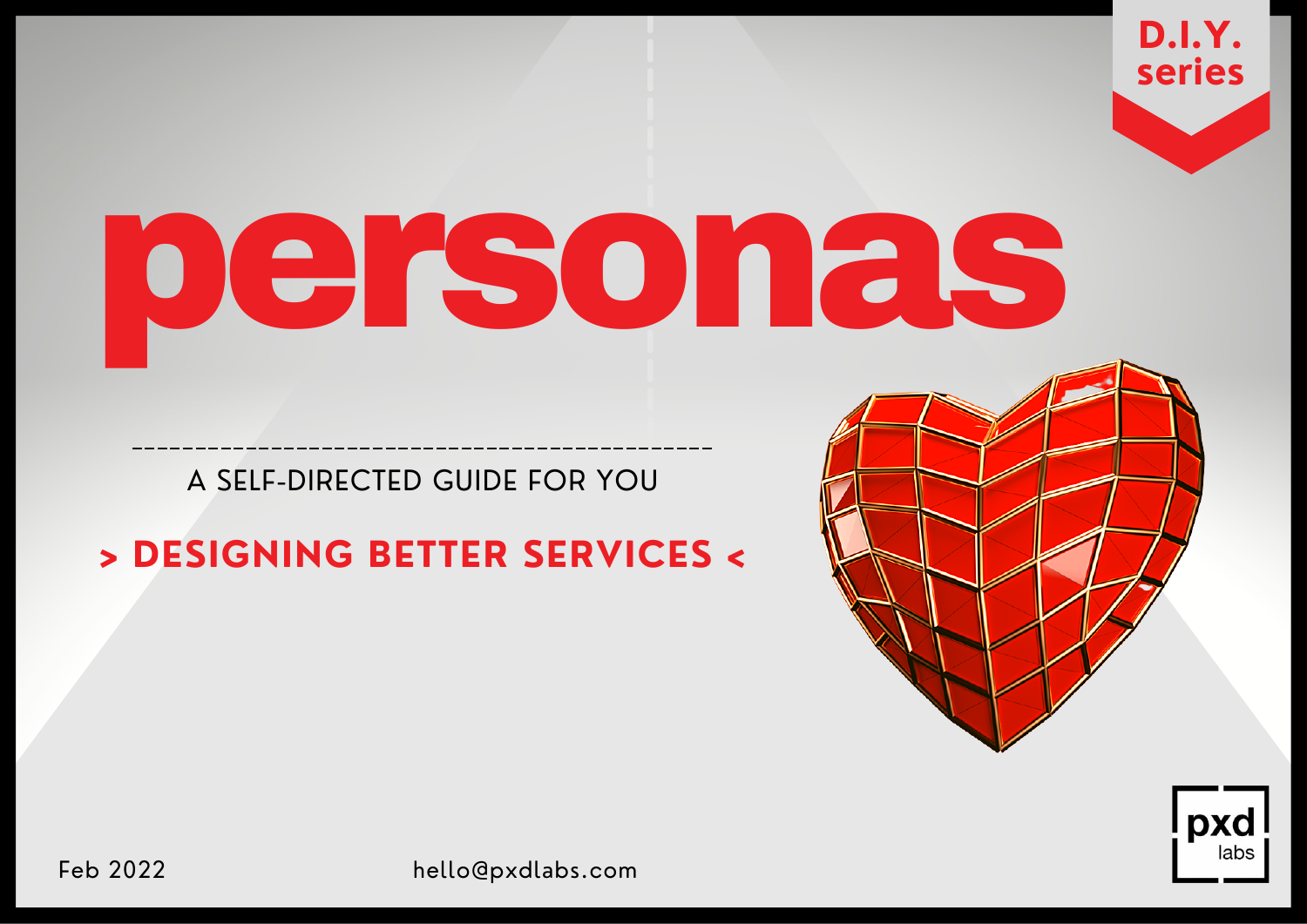D.I.Y. series

# personas

A SELF-DIRECTED GUIDE FOR YOU

**> DESIGNING BETTER SERVICES <**

Feb 2022

hello@pxdlabs.com

pxd labs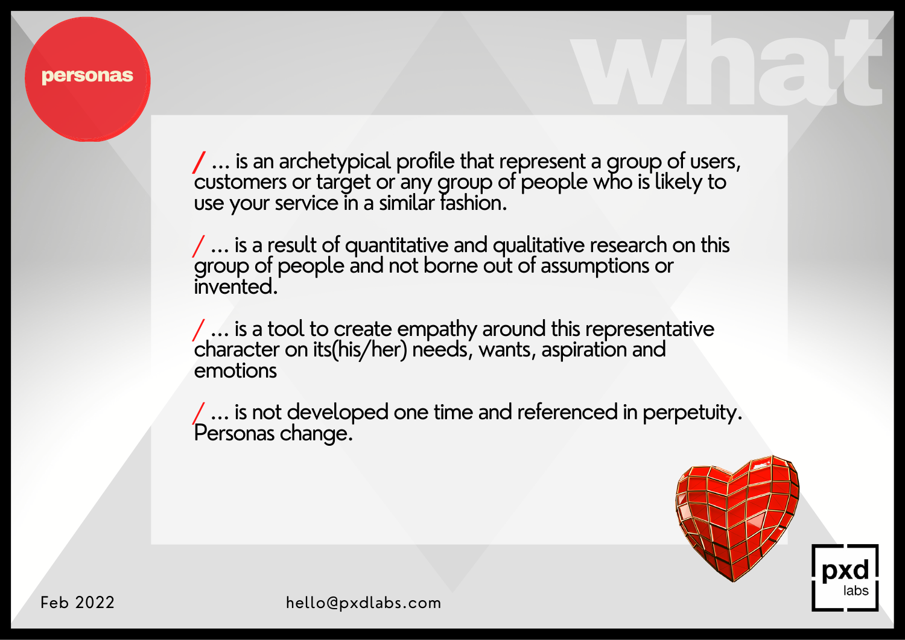# personas

# what

/ ... is an archetypical profile that represent a group of users, customers or target or any group of people who is likely to use your service in a similar fashion.

/ ... is a result of quantitative and qualitative research on this group of people and not borne out of assumptions or invented.

/ ... is a tool to create empathy around this representative character on its(his/her) needs, wants, aspiration and emotions

/ ... is not developed one time and referenced in perpetuity. Personas change.

Feb 2022

hello@pxdlabs.com

pxd labs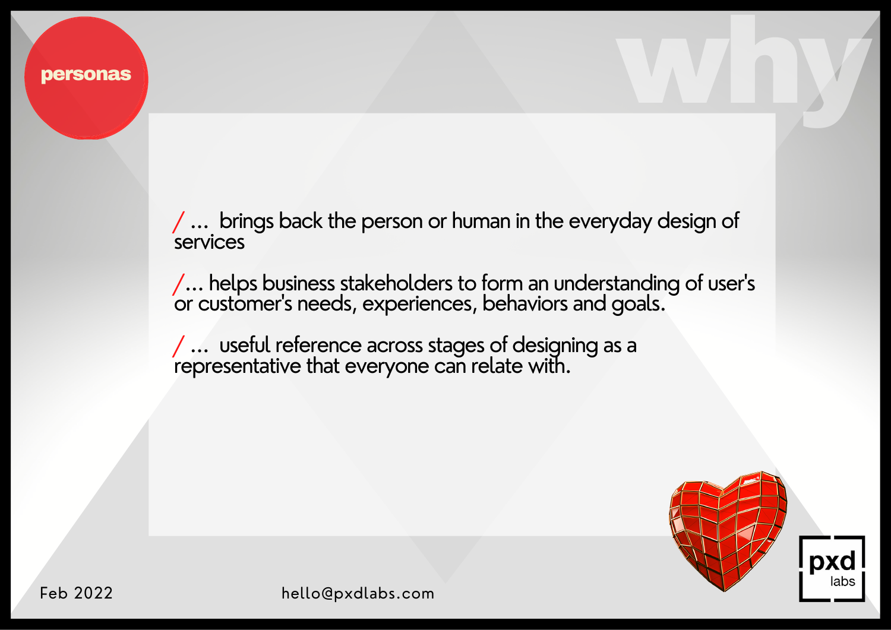# personas

## why

/ ... brings back the person or human in the everyday design of services

/... helps business stakeholders to form an understanding of user's or customer's needs, experiences, behaviors and goals.

/ ... useful reference across stages of designing as a representative that everyone can relate with.

Feb 2022

hello@pxdlabs.com

pxd labs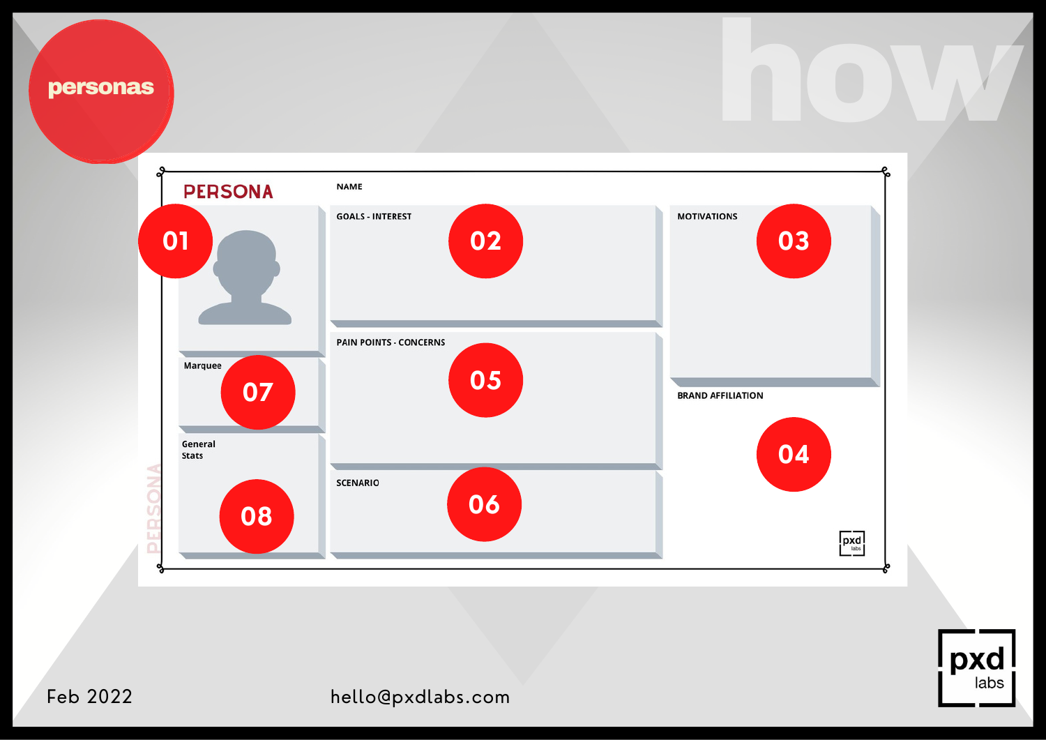personas

how

# PERSONA

NAME

01

GOALS - INTEREST

02

MOTIVATIONS

03

BRAND AFFILIATION

04

PAIN POINTS - CONCERNS

05

SCENARIO

06

Marquee

07

General Stats

08

Feb 2022

hello@pxdlabs.com

pxd labs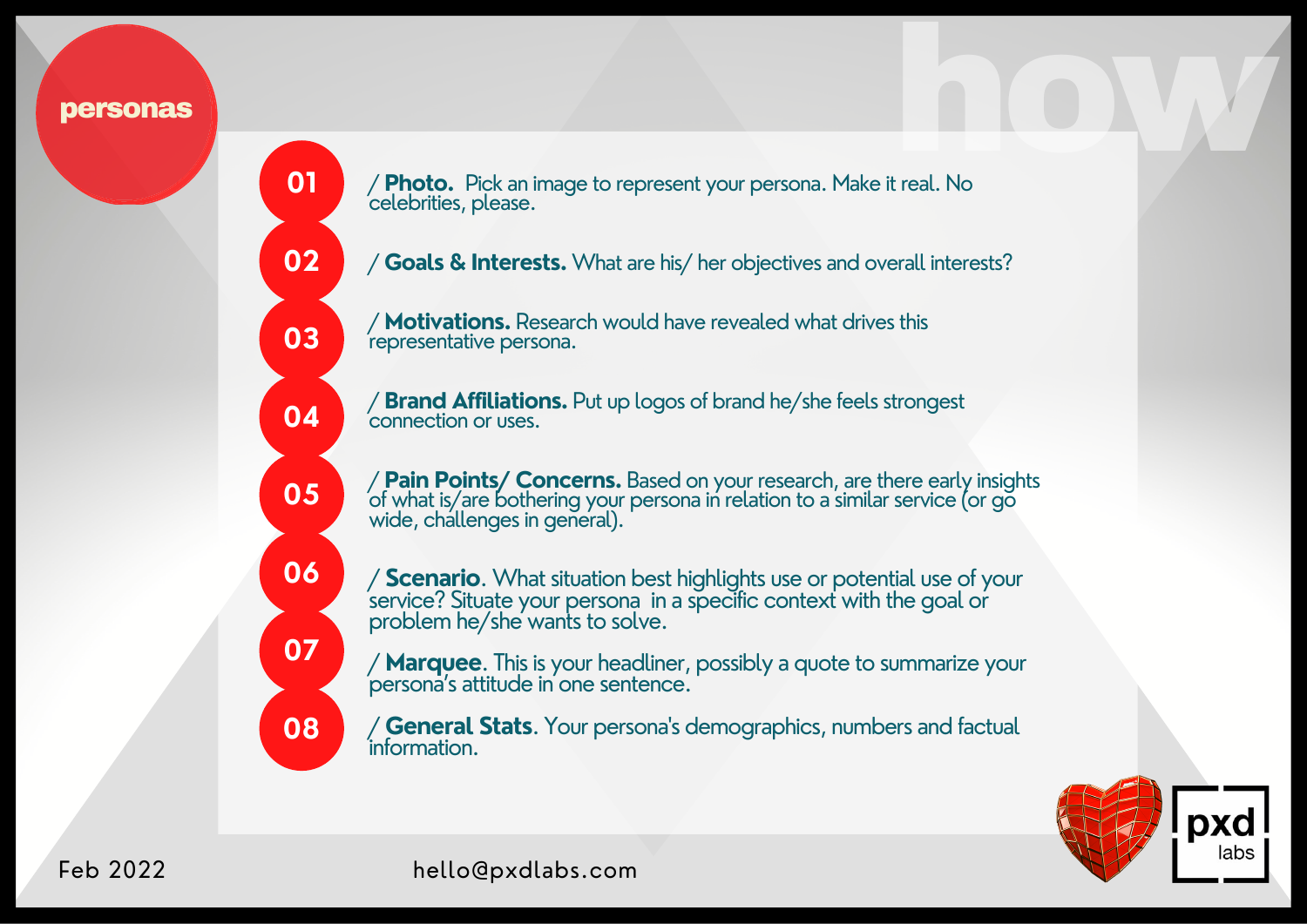# personas

## how

01 / **Photo.** Pick an image to represent your persona. Make it real. No celebrities, please.

02 / **Goals & Interests.** What are his/ her objectives and overall interests?

03 / **Motivations.** Research would have revealed what drives this representative persona.

04 / **Brand Affiliations.** Put up logos of brand he/she feels strongest connection or uses.

05 / **Pain Points/ Concerns.** Based on your research, are there early insights of what is/are bothering your persona in relation to a similar service (or go wide, challenges in general).

06 / **Scenario**. What situation best highlights use or potential use of your service? Situate your persona in a specific context with the goal or problem he/she wants to solve.

07 / **Marquee**. This is your headliner, possibly a quote to summarize your persona's attitude in one sentence.

08 / **General Stats**. Your persona's demographics, numbers and factual information.

Feb 2022

hello@pxdlabs.com

pxd labs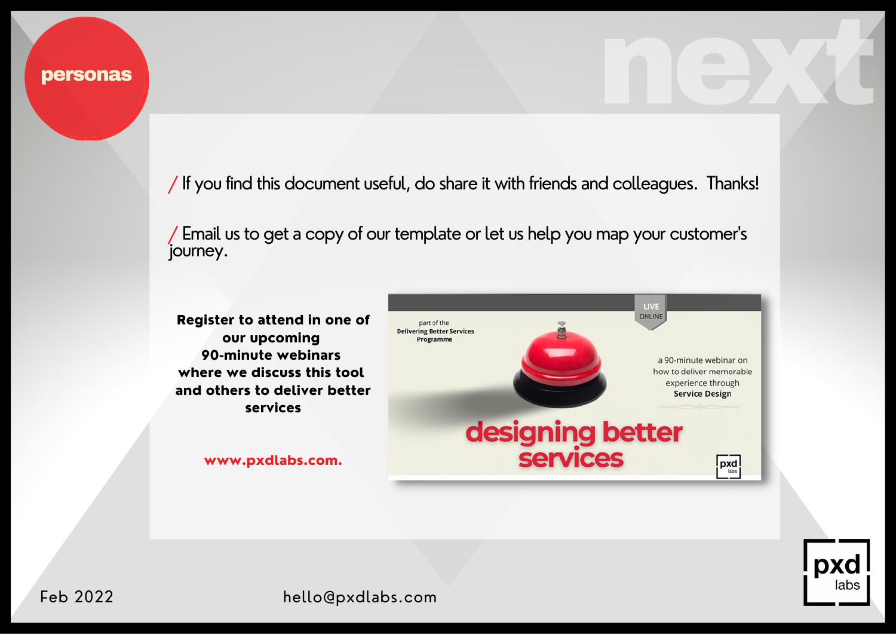personas

next

/ If you find this document useful, do share it with friends and colleagues. Thanks!

/ Email us to get a copy of our template or let us help you map your customer's journey.

**Register to attend in one of our upcoming 90-minute webinars where we discuss this tool and others to deliver better services**

**www.pxdlabs.com.**

part of the Delivering Better Services Programme

LIVE ONLINE

a 90-minute webinar on how to deliver memorable experience through **Service Design**

designing better services

Feb 2022

hello@pxdlabs.com